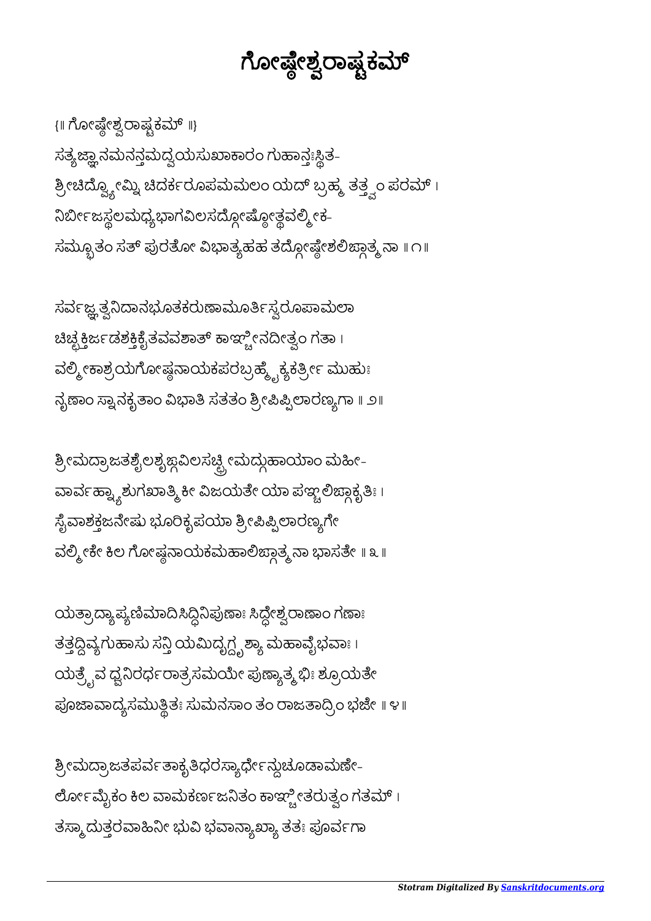# ಗೋಷ್ಠೇಶ್ವರಾಷ್ಟಕಮ್

{॥ ಗೋಷ್ಠೇಶ್ವರಾಷ್ಟಕಮ್ ॥}

ಸತ್ಯಜ್ಞಾನಮನನ್ತಮದ್ವಯಸುಖಾಕಾರಂ ಗುಹಾನ್ತಃಸ್ಥಿತ-
ಶ್ರೀಚಿದ್ವ್ಯೋಮ್ನಿ ಚಿದರ್ಕರೂಪಮಮಲಂ ಯದ್ ಬ್ರಹ್ಮ ತತ್ತ್ವಂ ಪರಮ್ ।
ನಿರ್ಬೀಜಸ್ಥಲಮಧ್ಯಭಾಗವಿಲಸದ್ಗೋಷ್ಠೋತ್ಥವಲ್ಮೀಕ-
ಸಮ್ಭೂತಂ ಸತ್ ಪುರತೋ ವಿಭಾತ್ಯಹಹ ತದ್ಗೋಷ್ಠೇಶಲಿಙ್ಗಾತ್ಮನಾ ॥ ೧॥

ಸರ್ವಜ್ಞತ್ವನಿದಾನಭೂತಕರುಣಾಮೂರ್ತಿಸ್ವರೂಪಾಮಲಾ
ಚಿಚ್ಛಕ್ತಿರ್ಜಡಶಕ್ತಿಕೈತವವಶಾತ್ ಕಾಞ್ಚೀನದೀತ್ವಂ ಗತಾ ।
ವಲ್ಮೀಕಾಶ್ರಯಗೋಷ್ಠನಾಯಕಪರಬ್ರಹ್ಮೈಕ್ಯಕರ್ತ್ರೀ ಮುಹುಃ
ನೃಣಾಂ ಸ್ನಾನಕೃತಾಂ ವಿಭಾತಿ ಸತತಂ ಶ್ರೀಪಿಪ್ಪಿಲಾರಣ್ಯಗಾ ॥ ೨॥

ಶ್ರೀಮದ್ರಾಜತಶೈಲಶೃಙ್ಗವಿಲಸಚ್ಛ್ರೀಮದ್ಗುಹಾಯಾಂ ಮಹೀ-
ವಾರ್ವಹ್ನ್ಯಾಶುಗಖಾತ್ಮಿಕೀ ವಿಜಯತೇ ಯಾ ಪಞ್ಚಲಿಙ್ಗಾಕೃತಿಃ ।
ಸೈವಾಶಕ್ತಜನೇಷು ಭೂರಿಕೃಪಯಾ ಶ್ರೀಪಿಪ್ಪಿಲಾರಣ್ಯಗೇ
ವಲ್ಮೀಕೇ ಕಿಲ ಗೋಷ್ಠನಾಯಕಮಹಾಲಿಙ್ಗಾತ್ಮನಾ ಭಾಸತೇ ॥ ೩ ॥

ಯತ್ರಾದ್ಯಾಪ್ಯಣಿಮಾದಿಸಿದ್ಧಿನಿಪುಣಾಃ ಸಿದ್ಧೇಶ್ವರಾಣಾಂ ಗಣಾಃ
ತತ್ತದ್ದಿವ್ಯಗುಹಾಸು ಸನ್ತಿ ಯಮಿದೃಗ್ದೃಶ್ಯಾ ಮಹಾವೈಭವಾಃ ।
ಯತ್ರೈವ ಧ್ವನಿರರ್ಧರಾತ್ರಸಮಯೇ ಪುಣ್ಯಾತ್ಮಭಿಃ ಶ್ರೂಯತೇ
ಪೂಜಾವಾದ್ಯಸಮುತ್ಥಿತಃ ಸುಮನಸಾಂ ತಂ ರಾಜತಾದ್ರಿಂ ಭಜೇ ॥ ೪॥

ಶ್ರೀಮದ್ರಾಜತಪರ್ವತಾಕೃತಿಧರಸ್ಯಾರ್ಧೇನ್ದುಚೂಡಾಮಣೇ-
ರ್ಲೋರ್ಮ್ಯೈಕಂ ಕಿಲ ವಾಮಕರ್ಣಜನಿತಂ ಕಾಞ್ಚೀತರುತ್ವಂ ಗತಮ್ ।
ತಸ್ಮಾದುತ್ತರವಾಹಿನೀ ಭುವಿ ಭವಾನ್ಯಾಖ್ಯಾ ತತಃ ಪೂರ್ವಗಾ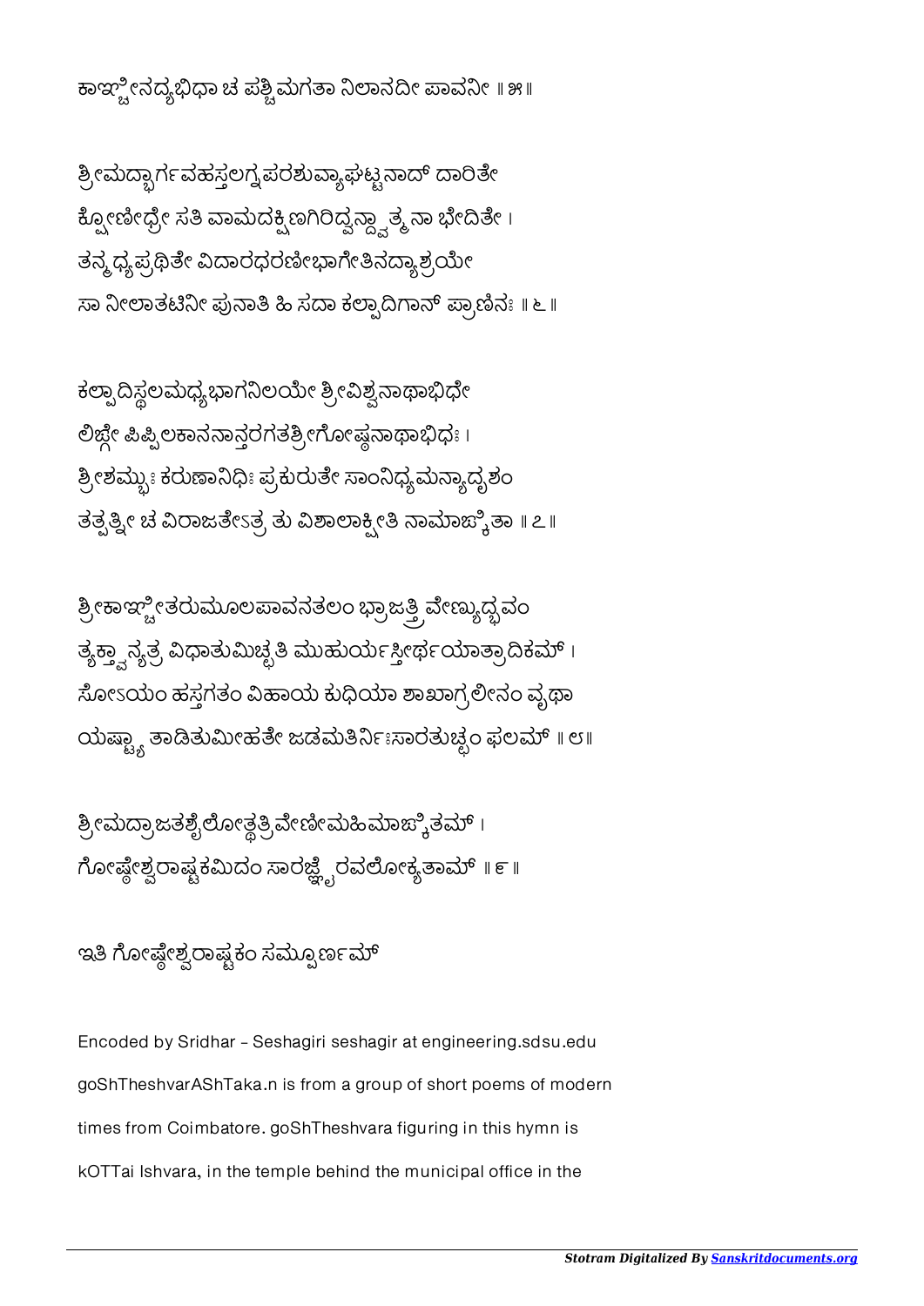ಕಾಞ್ಚೀನದ್ಯಭಿಧಾ ಚ ಪಶ್ಚಿಮಗತಾ ನಿಲಾನದೀ ಪಾವನೀ ॥ ೫॥

ಶ್ರೀಮದ್ಭಾರ್ಗವಹಸ್ತಲಗ್ನಪರಶುವ್ಯಾಘಟ್ಟನಾದ್ ದಾರಿತೇ
ಕ್ಷೋಣೀಧ್ರೇ ಸತಿ ವಾಮದಕ್ಷಿಣಗಿರಿದ್ವನ್ದ್ವಾತ್ಮನಾ ಭೇದಿತೇ ।
ತನ್ಮಧ್ಯಪ್ರಥಿತೇ ವಿದಾರಧರಣೀಭಾಗೇತಿನದ್ಯಾಶ್ರಯೇ
ಸಾ ನೀಲಾತಟಿನೀ ಪುನಾತಿ ಹಿ ಸದಾ ಕಲ್ವಾದಿಗಾನ್ ಪ್ರಾಣಿನಃ ॥ ೬॥

ಕಲ್ವಾದಿಸ್ಥಲಮಧ್ಯಭಾಗನಿಲಯೇ ಶ್ರೀವಿಶ್ವನಾಥಾಭಿಧೇ
ಲಿಙ್ಗೇ ಪಿಪ್ಪಿಲಕಾನನಾನ್ತರಗತಶ್ರೀಗೋಷ್ಠನಾಥಾಭಿಧಃ ।
ಶ್ರೀಶಮ್ಭುಃ ಕರುಣಾನಿಧಿಃ ಪ್ರಕುರುತೇ ಸಾಂನಿಧ್ಯಮನ್ಯಾದೃಶಂ
ತತ್ಪತ್ನೀ ಚ ವಿರಾಜತೇಽತ್ರ ತು ವಿಶಾಲಾಕ್ಷೀತಿ ನಾಮಾಙ್ಕಿತಾ ॥ ೭॥

ಶ್ರೀಕಾಞ್ಚೀತರುಮೂಲಪಾವನತಲಂ ಭ್ರಾಜತ್ತ್ರಿವೇಣ್ಯುದ್ಭವಂ
ತ್ಯಕ್ತ್ವಾನ್ಯತ್ರ ವಿಧಾತುಮಿಚ್ಛತಿ ಮುಹುರ್ಯಸ್ತೀರ್ಥಯಾತ್ರಾದಿಕಮ್ ।
ಸೋಽಯಂ ಹಸ್ತಗತಂ ವಿಹಾಯ ಕುಧಿಯಾ ಶಾಖಾಗ್ರಲೀನಂ ವೃಥಾ
ಯಷ್ಟ್ಯಾ ತಾಡಿತುಮೀಹತೇ ಜಡಮತಿರ್ನಿಃಸಾರತುಚ್ಛಂ ಫಲಮ್ ॥ ೮॥

ಶ್ರೀಮದ್ರಾಜತಶೈಲೋತ್ಥತ್ರಿವೇಣೀಮಹಿಮಾಙ್ಕಿತಮ್ ।
ಗೋಷ್ಠೇಶ್ವರಾಷ್ಟಕಮಿದಂ ಸಾರಜ್ಞೈರವಲೋಕ್ಯತಾಮ್ ॥ ೯॥

ಇತಿ ಗೋಷ್ಠೇಶ್ವರಾಷ್ಟಕಂ ಸಮ್ಪೂರ್ಣಮ್

Encoded by Sridhar - Seshagiri seshagir at engineering.sdsu.edu

goShTheshvarAShTaka.n is from a group of short poems of modern times from Coimbatore. goShTheshvara figuring in this hymn is kOTTai Ishvara, in the temple behind the municipal office in the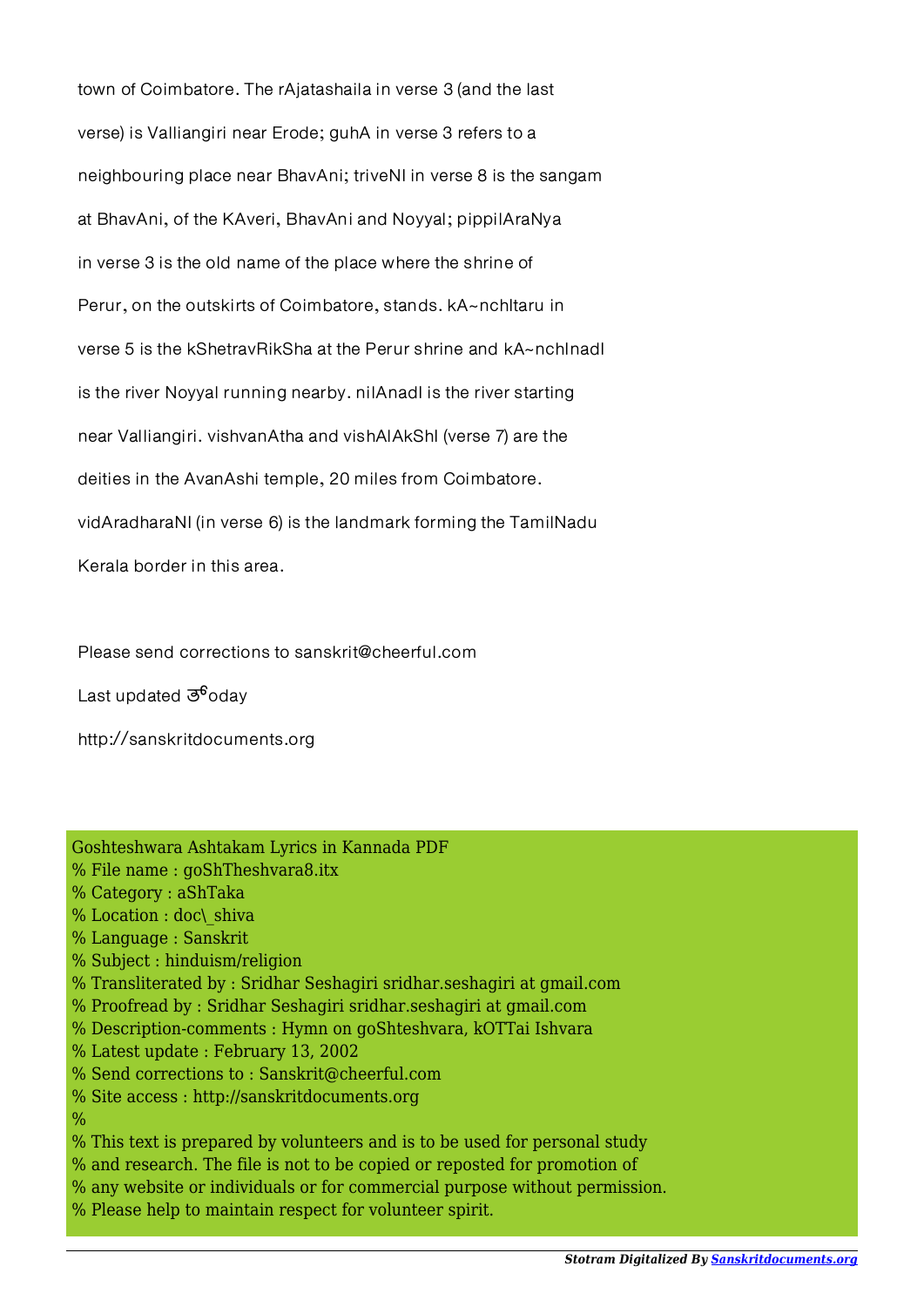town of Coimbatore. The rAjatashaila in verse 3 (and the last verse) is Valliangiri near Erode; guhA in verse 3 refers to a neighbouring place near BhavAni; triveNI in verse 8 is the sangam at BhavAni, of the KAveri, BhavAni and Noyyal; pippilAraNya in verse 3 is the old name of the place where the shrine of Perur, on the outskirts of Coimbatore, stands. kA~nchItaru in verse 5 is the kShetravRikSha at the Perur shrine and kA~nchInadI is the river Noyyal running nearby. nilAnadI is the river starting near Valliangiri. vishvanAtha and vishAlAkShI (verse 7) are the deities in the AvanAshi temple, 20 miles from Coimbatore. vidAradharaNI (in verse 6) is the landmark forming the TamilNadu Kerala border in this area.

Please send corrections to sanskrit@cheerful.com

Last updated ತ್⁶oday

http://sanskritdocuments.org

Goshteshwara Ashtakam Lyrics in Kannada PDF
% File name : goShTheshvara8.itx
% Category : aShTaka
% Location : doc\_shiva
% Language : Sanskrit
% Subject : hinduism/religion
% Transliterated by : Sridhar Seshagiri sridhar.seshagiri at gmail.com
% Proofread by : Sridhar Seshagiri sridhar.seshagiri at gmail.com
% Description-comments : Hymn on goShteshvara, kOTTai Ishvara
% Latest update : February 13, 2002
% Send corrections to : Sanskrit@cheerful.com
% Site access : http://sanskritdocuments.org
%
% This text is prepared by volunteers and is to be used for personal study
% and research. The file is not to be copied or reposted for promotion of
% any website or individuals or for commercial purpose without permission.
% Please help to maintain respect for volunteer spirit.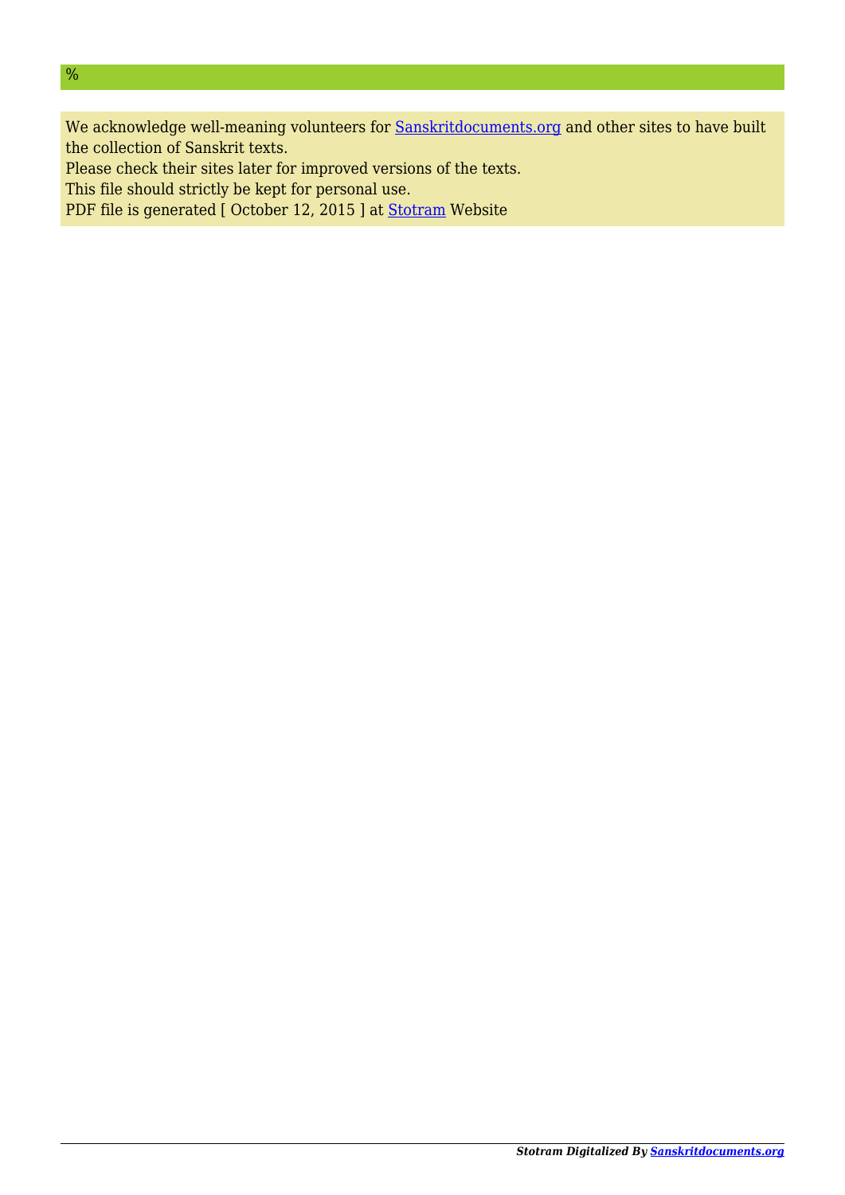%

We acknowledge well-meaning volunteers for Sanskritdocuments.org and other sites to have built the collection of Sanskrit texts.
Please check their sites later for improved versions of the texts.
This file should strictly be kept for personal use.
PDF file is generated [ October 12, 2015 ] at Stotram Website